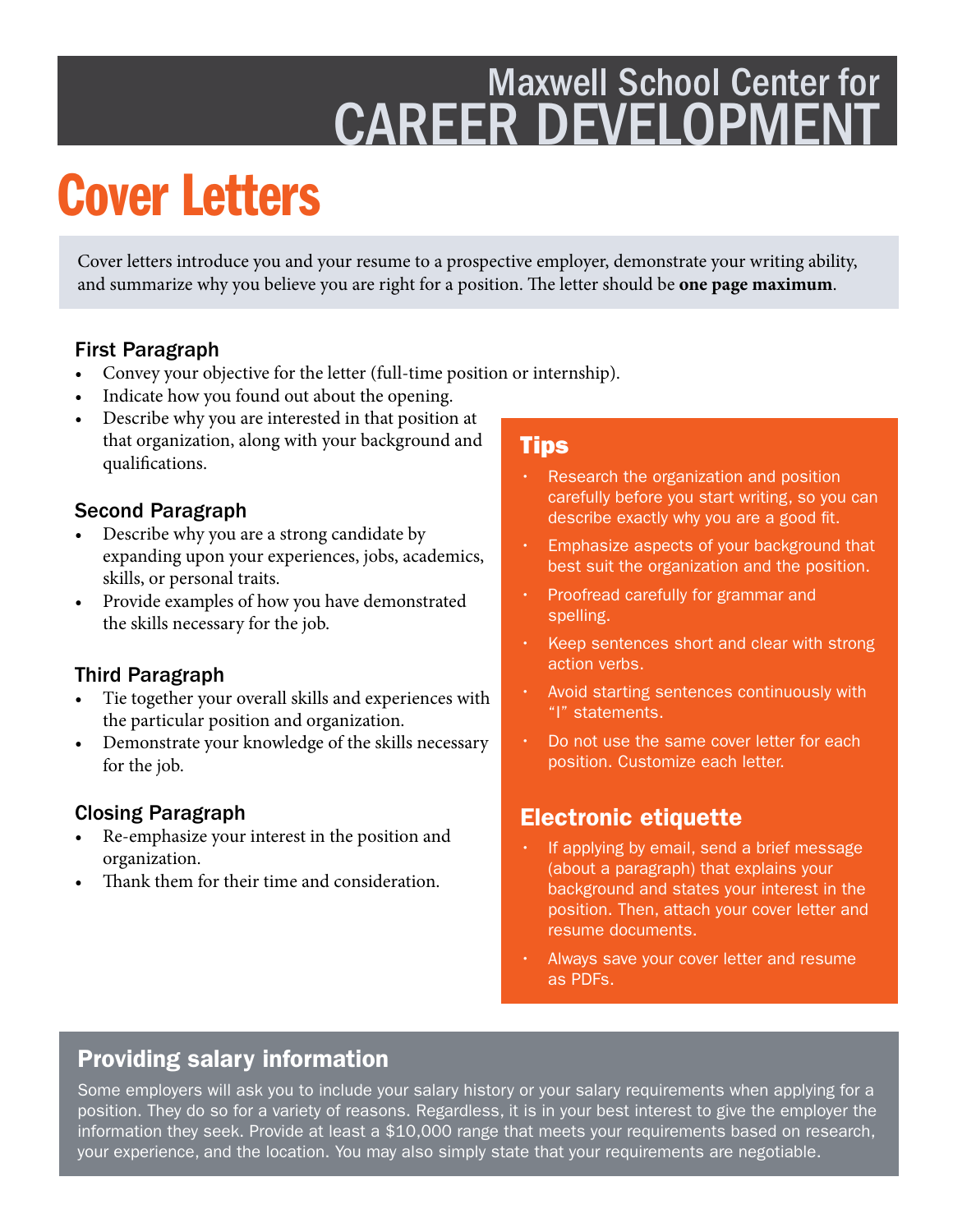Maxwell School Center for
CAREER DEVELOPMENT

# Cover Letters

Cover letters introduce you and your resume to a prospective employer, demonstrate your writing ability, and summarize why you believe you are right for a position. The letter should be **one page maximum**.

### First Paragraph

- Convey your objective for the letter (full-time position or internship).
- Indicate how you found out about the opening.
- Describe why you are interested in that position at that organization, along with your background and qualifications.

### Second Paragraph

- Describe why you are a strong candidate by expanding upon your experiences, jobs, academics, skills, or personal traits.
- Provide examples of how you have demonstrated the skills necessary for the job.

### Third Paragraph

- Tie together your overall skills and experiences with the particular position and organization.
- Demonstrate your knowledge of the skills necessary for the job.

### Closing Paragraph

- Re-emphasize your interest in the position and organization.
- Thank them for their time and consideration.

## Tips

- Research the organization and position carefully before you start writing, so you can describe exactly why you are a good fit.
- Emphasize aspects of your background that best suit the organization and the position.
- Proofread carefully for grammar and spelling.
- Keep sentences short and clear with strong action verbs.
- Avoid starting sentences continuously with "I" statements.
- Do not use the same cover letter for each position. Customize each letter.

## Electronic etiquette

- If applying by email, send a brief message (about a paragraph) that explains your background and states your interest in the position. Then, attach your cover letter and resume documents.
- Always save your cover letter and resume as PDFs.

## Providing salary information

Some employers will ask you to include your salary history or your salary requirements when applying for a position. They do so for a variety of reasons. Regardless, it is in your best interest to give the employer the information they seek. Provide at least a $10,000 range that meets your requirements based on research, your experience, and the location. You may also simply state that your requirements are negotiable.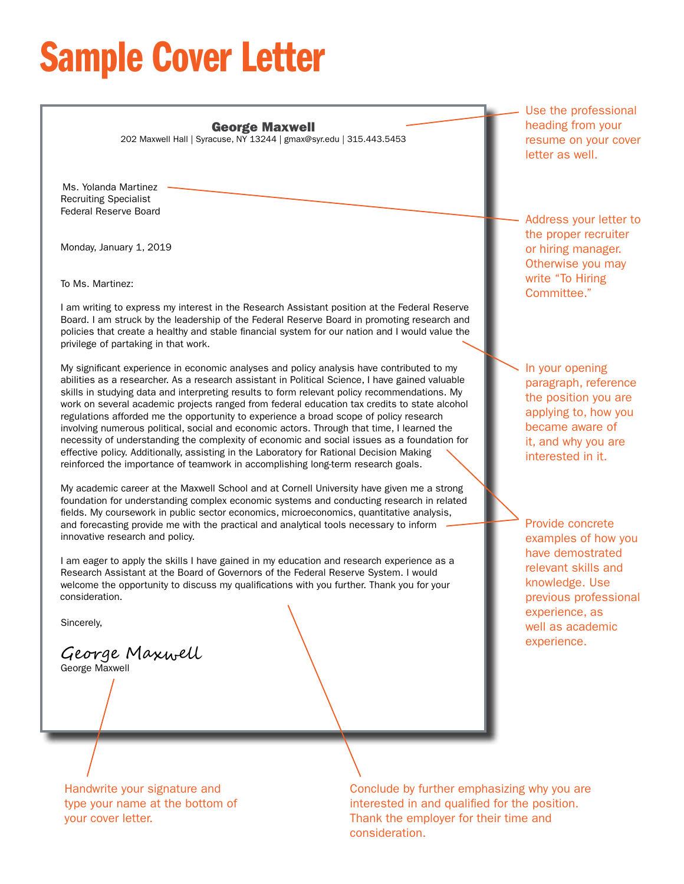# Sample Cover Letter

**George Maxwell**
202 Maxwell Hall | Syracuse, NY 13244 | gmax@syr.edu | 315.443.5453

Ms. Yolanda Martinez
Recruiting Specialist
Federal Reserve Board

Monday, January 1, 2019

To Ms. Martinez:

I am writing to express my interest in the Research Assistant position at the Federal Reserve Board. I am struck by the leadership of the Federal Reserve Board in promoting research and policies that create a healthy and stable financial system for our nation and I would value the privilege of partaking in that work.

My significant experience in economic analyses and policy analysis have contributed to my abilities as a researcher. As a research assistant in Political Science, I have gained valuable skills in studying data and interpreting results to form relevant policy recommendations. My work on several academic projects ranged from federal education tax credits to state alcohol regulations afforded me the opportunity to experience a broad scope of policy research involving numerous political, social and economic actors. Through that time, I learned the necessity of understanding the complexity of economic and social issues as a foundation for effective policy. Additionally, assisting in the Laboratory for Rational Decision Making reinforced the importance of teamwork in accomplishing long-term research goals.

My academic career at the Maxwell School and at Cornell University have given me a strong foundation for understanding complex economic systems and conducting research in related fields. My coursework in public sector economics, microeconomics, quantitative analysis, and forecasting provide me with the practical and analytical tools necessary to inform innovative research and policy.

I am eager to apply the skills I have gained in my education and research experience as a Research Assistant at the Board of Governors of the Federal Reserve System. I would welcome the opportunity to discuss my qualifications with you further. Thank you for your consideration.

Sincerely,

*George Maxwell*
George Maxwell

---

Use the professional heading from your resume on your cover letter as well.

Address your letter to the proper recruiter or hiring manager. Otherwise you may write "To Hiring Committee."

In your opening paragraph, reference the position you are applying to, how you became aware of it, and why you are interested in it.

Provide concrete examples of how you have demostrated relevant skills and knowledge. Use previous professional experience, as well as academic experience.

Handwrite your signature and type your name at the bottom of your cover letter.

Conclude by further emphasizing why you are interested in and qualified for the position. Thank the employer for their time and consideration.